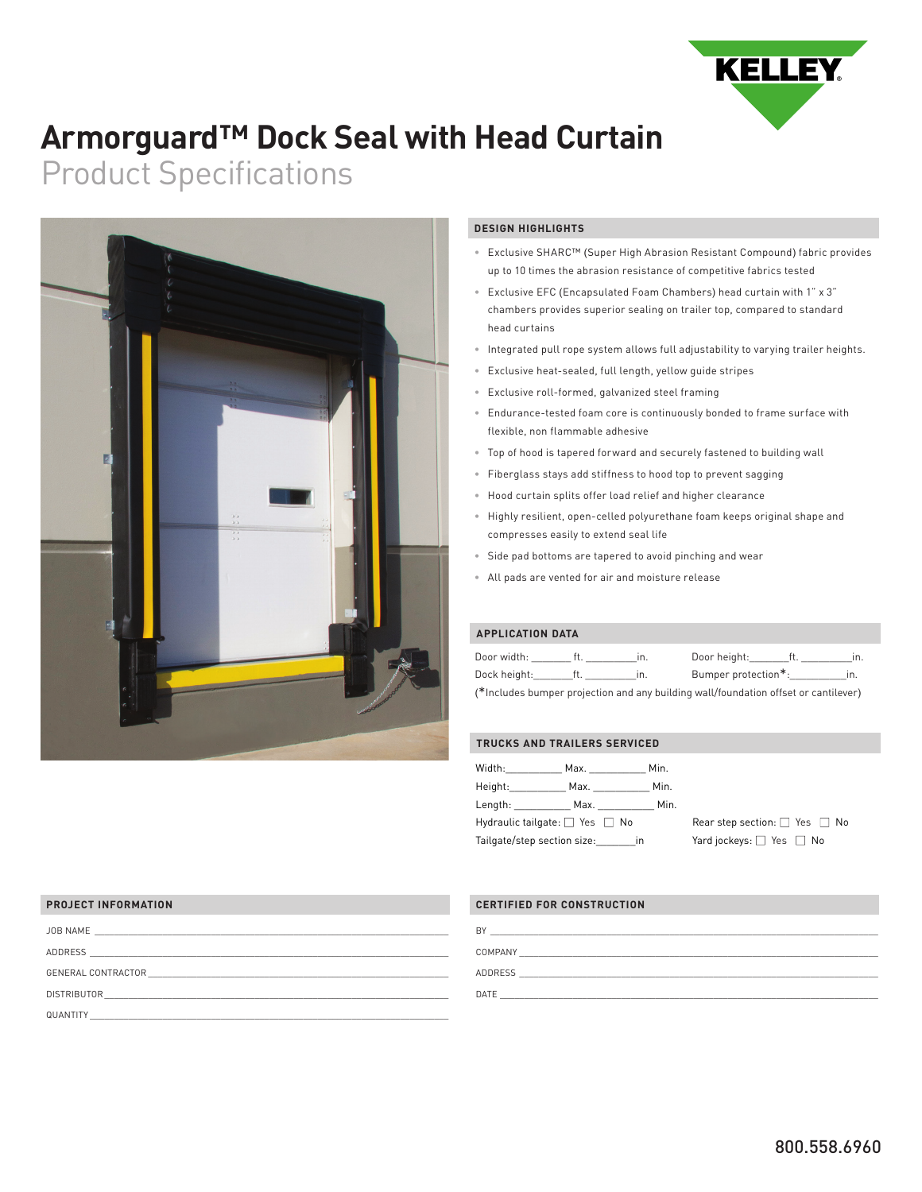KELLEY

# Armorguard™ Dock Seal with Head Curtain

## Product Specifications

### DESIGN HIGHLIGHTS

- Exclusive SHARC™ (Super High Abrasion Resistant Compound) fabric provides up to 10 times the abrasion resistance of competitive fabrics tested
- Exclusive EFC (Encapsulated Foam Chambers) head curtain with 1" x 3" chambers provides superior sealing on trailer top, compared to standard head curtains
- Integrated pull rope system allows full adjustability to varying trailer heights.
- Exclusive heat-sealed, full length, yellow guide stripes
- Exclusive roll-formed, galvanized steel framing
- Endurance-tested foam core is continuously bonded to frame surface with flexible, non flammable adhesive
- Top of hood is tapered forward and securely fastened to building wall
- Fiberglass stays add stiffness to hood top to prevent sagging
- Hood curtain splits offer load relief and higher clearance
- Highly resilient, open-celled polyurethane foam keeps original shape and compresses easily to extend seal life
- Side pad bottoms are tapered to avoid pinching and wear
- All pads are vented for air and moisture release

### APPLICATION DATA

Door width: _______ ft. _________in. Door height:_______ft. _________in.

Dock height:_______ft. _________in. Bumper protection*:__________in.

(*Includes bumper projection and any building wall/foundation offset or cantilever)

### TRUCKS AND TRAILERS SERVICED

Width:__________ Max. __________ Min.

Height:__________ Max. __________ Min.

Length: __________ Max. __________ Min.

Hydraulic tailgate: ☐ Yes ☐ No Rear step section: ☐ Yes ☐ No

Tailgate/step section size:_______in Yard jockeys: ☐ Yes ☐ No

### PROJECT INFORMATION

JOB NAME ____________________

ADDRESS ____________________

GENERAL CONTRACTOR ____________________

DISTRIBUTOR ____________________

QUANTITY ____________________

### CERTIFIED FOR CONSTRUCTION

BY ____________________

COMPANY ____________________

ADDRESS ____________________

DATE ____________________

800.558.6960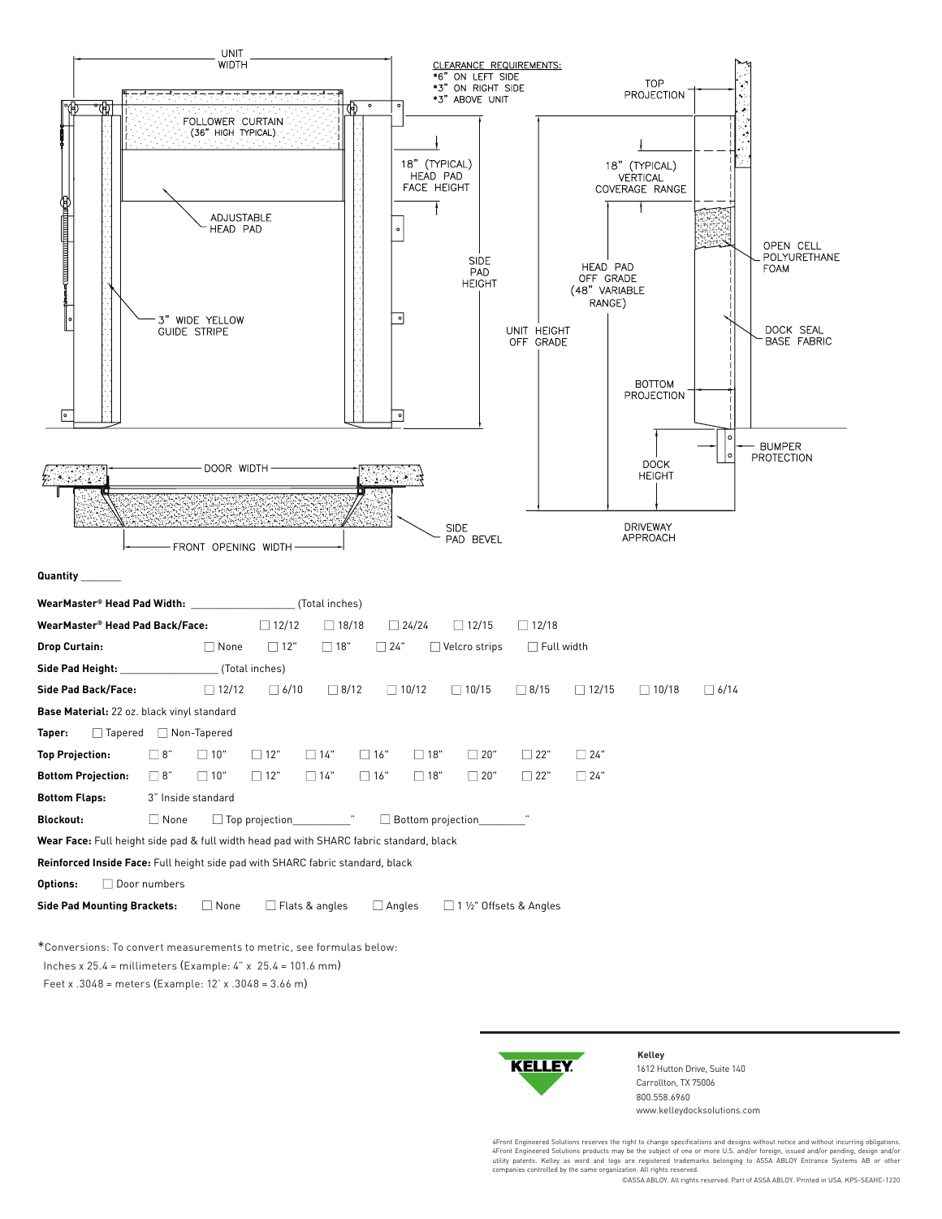UNIT WIDTH

CLEARANCE REQUIREMENTS:
*6" ON LEFT SIDE
*3" ON RIGHT SIDE
*3" ABOVE UNIT

TOP PROJECTION

FOLLOWER CURTAIN (36" HIGH TYPICAL)

18" (TYPICAL) HEAD PAD FACE HEIGHT

18" (TYPICAL) VERTICAL COVERAGE RANGE

ADJUSTABLE HEAD PAD

OPEN CELL POLYURETHANE FOAM

SIDE PAD HEIGHT

HEAD PAD OFF GRADE (48" VARIABLE RANGE)

3" WIDE YELLOW GUIDE STRIPE

UNIT HEIGHT OFF GRADE

DOCK SEAL BASE FABRIC

BOTTOM PROJECTION

BUMPER PROTECTION

DOOR WIDTH

DOCK HEIGHT

SIDE PAD BEVEL

DRIVEWAY APPROACH

FRONT OPENING WIDTH

**Quantity** _______

**WearMaster® Head Pad Width:** __________________ (Total inches)

**WearMaster® Head Pad Back/Face:** ☐ 12/12 ☐ 18/18 ☐ 24/24 ☐ 12/15 ☐ 12/18

**Drop Curtain:** ☐ None ☐ 12" ☐ 18" ☐ 24" ☐ Velcro strips ☐ Full width

**Side Pad Height:** _________________ (Total inches)

**Side Pad Back/Face:** ☐ 12/12 ☐ 6/10 ☐ 8/12 ☐ 10/12 ☐ 10/15 ☐ 8/15 ☐ 12/15 ☐ 10/18 ☐ 6/14

**Base Material:** 22 oz. black vinyl standard

**Taper:** ☐ Tapered ☐ Non-Tapered

**Top Projection:** ☐ 8" ☐ 10" ☐ 12" ☐ 14" ☐ 16" ☐ 18" ☐ 20" ☐ 22" ☐ 24"

**Bottom Projection:** ☐ 8" ☐ 10" ☐ 12" ☐ 14" ☐ 16" ☐ 18" ☐ 20" ☐ 22" ☐ 24"

**Bottom Flaps:** 3" Inside standard

**Blockout:** ☐ None ☐ Top projection__________" ☐ Bottom projection________"

**Wear Face:** Full height side pad & full width head pad with SHARC fabric standard, black

**Reinforced Inside Face:** Full height side pad with SHARC fabric standard, black

**Options:** ☐ Door numbers

**Side Pad Mounting Brackets:** ☐ None ☐ Flats & angles ☐ Angles ☐ 1 ½" Offsets & Angles

*Conversions: To convert measurements to metric, see formulas below:
Inches x 25.4 = millimeters (Example: 4" x 25.4 = 101.6 mm)
Feet x .3048 = meters (Example: 12' x .3048 = 3.66 m)

KELLEY

**Kelley**
1612 Hutton Drive, Suite 140
Carrollton, TX 75006
800.558.6960
www.kelleydocksolutions.com

4Front Engineered Solutions reserves the right to change specifications and designs without notice and without incurring obligations. 4Front Engineered Solutions products may be the subject of one or more U.S. and/or foreign, issued and/or pending, design and/or utility patents. Kelley as word and logo are registered trademarks belonging to ASSA ABLOY Entrance Systems AB or other companies controlled by the same organization. All rights reserved.
©ASSA ABLOY. All rights reserved. Part of ASSA ABLOY. Printed in USA. KPS-SEAHC-1220